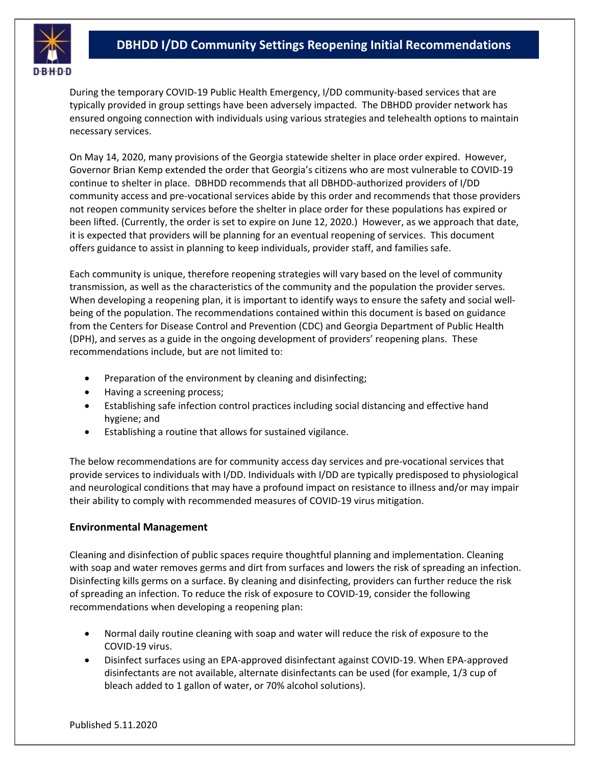# DBHDD I/DD Community Settings Reopening Initial Recommendations

During the temporary COVID-19 Public Health Emergency, I/DD community-based services that are typically provided in group settings have been adversely impacted. The DBHDD provider network has ensured ongoing connection with individuals using various strategies and telehealth options to maintain necessary services.

On May 14, 2020, many provisions of the Georgia statewide shelter in place order expired. However, Governor Brian Kemp extended the order that Georgia's citizens who are most vulnerable to COVID-19 continue to shelter in place. DBHDD recommends that all DBHDD-authorized providers of I/DD community access and pre-vocational services abide by this order and recommends that those providers not reopen community services before the shelter in place order for these populations has expired or been lifted. (Currently, the order is set to expire on June 12, 2020.) However, as we approach that date, it is expected that providers will be planning for an eventual reopening of services. This document offers guidance to assist in planning to keep individuals, provider staff, and families safe.

Each community is unique, therefore reopening strategies will vary based on the level of community transmission, as well as the characteristics of the community and the population the provider serves. When developing a reopening plan, it is important to identify ways to ensure the safety and social well-being of the population. The recommendations contained within this document is based on guidance from the Centers for Disease Control and Prevention (CDC) and Georgia Department of Public Health (DPH), and serves as a guide in the ongoing development of providers' reopening plans. These recommendations include, but are not limited to:

- Preparation of the environment by cleaning and disinfecting;
- Having a screening process;
- Establishing safe infection control practices including social distancing and effective hand hygiene; and
- Establishing a routine that allows for sustained vigilance.

The below recommendations are for community access day services and pre-vocational services that provide services to individuals with I/DD. Individuals with I/DD are typically predisposed to physiological and neurological conditions that may have a profound impact on resistance to illness and/or may impair their ability to comply with recommended measures of COVID-19 virus mitigation.

### Environmental Management

Cleaning and disinfection of public spaces require thoughtful planning and implementation. Cleaning with soap and water removes germs and dirt from surfaces and lowers the risk of spreading an infection. Disinfecting kills germs on a surface. By cleaning and disinfecting, providers can further reduce the risk of spreading an infection. To reduce the risk of exposure to COVID-19, consider the following recommendations when developing a reopening plan:

- Normal daily routine cleaning with soap and water will reduce the risk of exposure to the COVID-19 virus.
- Disinfect surfaces using an EPA-approved disinfectant against COVID-19. When EPA-approved disinfectants are not available, alternate disinfectants can be used (for example, 1/3 cup of bleach added to 1 gallon of water, or 70% alcohol solutions).

Published 5.11.2020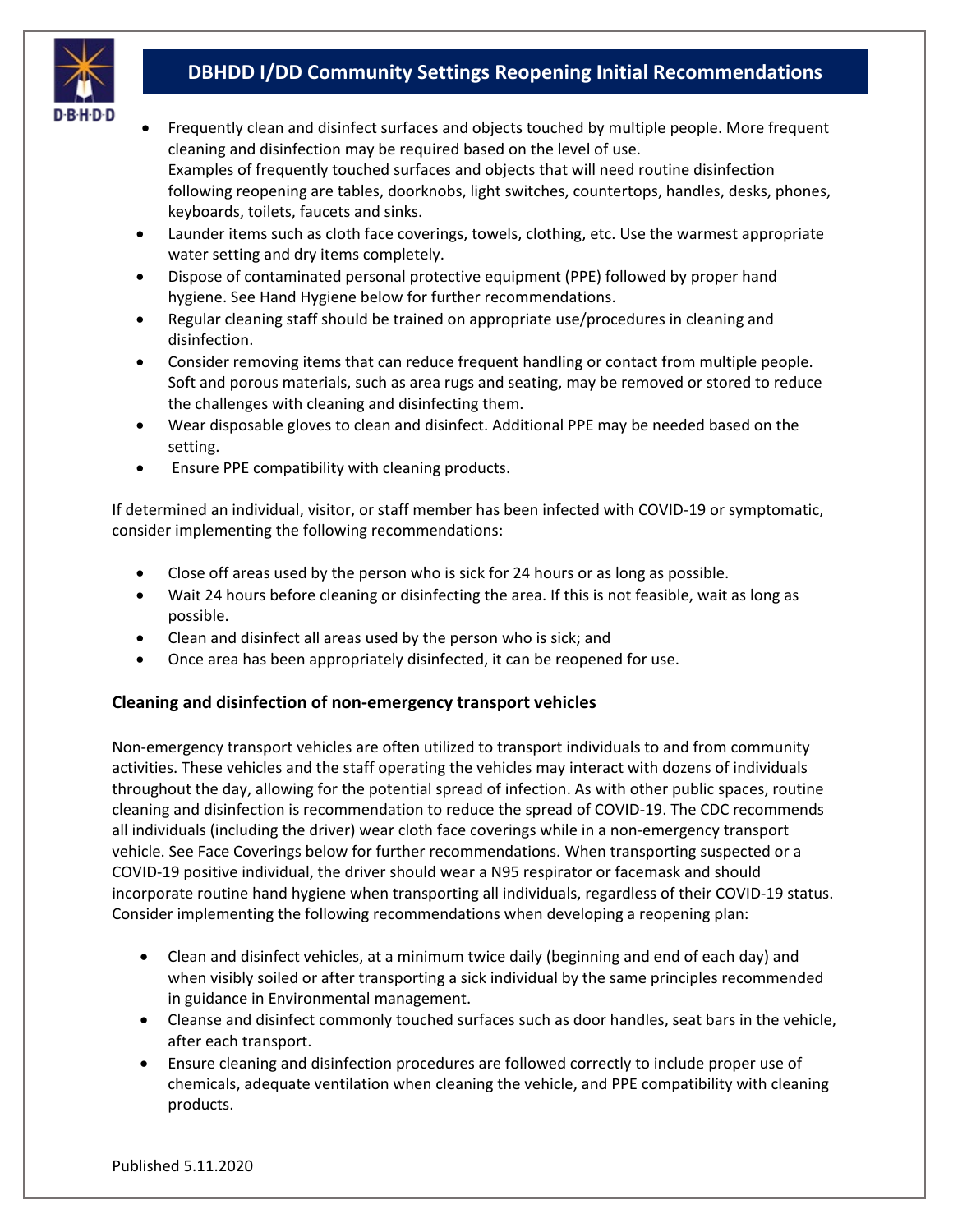- Frequently clean and disinfect surfaces and objects touched by multiple people. More frequent cleaning and disinfection may be required based on the level of use.
  Examples of frequently touched surfaces and objects that will need routine disinfection following reopening are tables, doorknobs, light switches, countertops, handles, desks, phones, keyboards, toilets, faucets and sinks.
- Launder items such as cloth face coverings, towels, clothing, etc. Use the warmest appropriate water setting and dry items completely.
- Dispose of contaminated personal protective equipment (PPE) followed by proper hand hygiene. See Hand Hygiene below for further recommendations.
- Regular cleaning staff should be trained on appropriate use/procedures in cleaning and disinfection.
- Consider removing items that can reduce frequent handling or contact from multiple people. Soft and porous materials, such as area rugs and seating, may be removed or stored to reduce the challenges with cleaning and disinfecting them.
- Wear disposable gloves to clean and disinfect. Additional PPE may be needed based on the setting.
- Ensure PPE compatibility with cleaning products.

If determined an individual, visitor, or staff member has been infected with COVID-19 or symptomatic, consider implementing the following recommendations:

- Close off areas used by the person who is sick for 24 hours or as long as possible.
- Wait 24 hours before cleaning or disinfecting the area. If this is not feasible, wait as long as possible.
- Clean and disinfect all areas used by the person who is sick; and
- Once area has been appropriately disinfected, it can be reopened for use.

### Cleaning and disinfection of non-emergency transport vehicles

Non-emergency transport vehicles are often utilized to transport individuals to and from community activities. These vehicles and the staff operating the vehicles may interact with dozens of individuals throughout the day, allowing for the potential spread of infection. As with other public spaces, routine cleaning and disinfection is recommendation to reduce the spread of COVID-19. The CDC recommends all individuals (including the driver) wear cloth face coverings while in a non-emergency transport vehicle. See Face Coverings below for further recommendations. When transporting suspected or a COVID-19 positive individual, the driver should wear a N95 respirator or facemask and should incorporate routine hand hygiene when transporting all individuals, regardless of their COVID-19 status. Consider implementing the following recommendations when developing a reopening plan:

- Clean and disinfect vehicles, at a minimum twice daily (beginning and end of each day) and when visibly soiled or after transporting a sick individual by the same principles recommended in guidance in Environmental management.
- Cleanse and disinfect commonly touched surfaces such as door handles, seat bars in the vehicle, after each transport.
- Ensure cleaning and disinfection procedures are followed correctly to include proper use of chemicals, adequate ventilation when cleaning the vehicle, and PPE compatibility with cleaning products.

Published 5.11.2020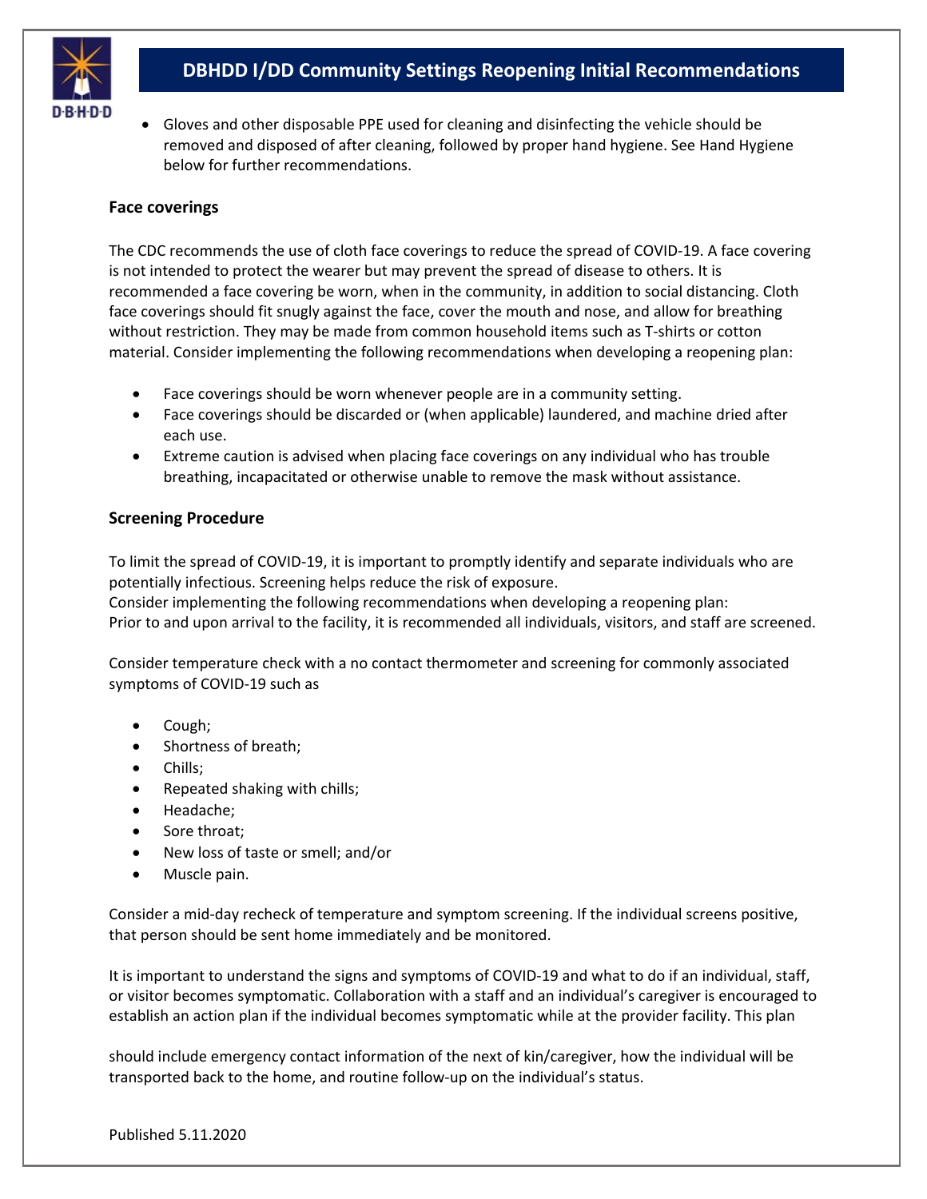- Gloves and other disposable PPE used for cleaning and disinfecting the vehicle should be removed and disposed of after cleaning, followed by proper hand hygiene. See Hand Hygiene below for further recommendations.

**Face coverings**

The CDC recommends the use of cloth face coverings to reduce the spread of COVID-19. A face covering is not intended to protect the wearer but may prevent the spread of disease to others. It is recommended a face covering be worn, when in the community, in addition to social distancing. Cloth face coverings should fit snugly against the face, cover the mouth and nose, and allow for breathing without restriction. They may be made from common household items such as T-shirts or cotton material. Consider implementing the following recommendations when developing a reopening plan:

- Face coverings should be worn whenever people are in a community setting.
- Face coverings should be discarded or (when applicable) laundered, and machine dried after each use.
- Extreme caution is advised when placing face coverings on any individual who has trouble breathing, incapacitated or otherwise unable to remove the mask without assistance.

**Screening Procedure**

To limit the spread of COVID-19, it is important to promptly identify and separate individuals who are potentially infectious. Screening helps reduce the risk of exposure.
Consider implementing the following recommendations when developing a reopening plan:
Prior to and upon arrival to the facility, it is recommended all individuals, visitors, and staff are screened.

Consider temperature check with a no contact thermometer and screening for commonly associated symptoms of COVID-19 such as

- Cough;
- Shortness of breath;
- Chills;
- Repeated shaking with chills;
- Headache;
- Sore throat;
- New loss of taste or smell; and/or
- Muscle pain.

Consider a mid-day recheck of temperature and symptom screening. If the individual screens positive, that person should be sent home immediately and be monitored.

It is important to understand the signs and symptoms of COVID-19 and what to do if an individual, staff, or visitor becomes symptomatic. Collaboration with a staff and an individual's caregiver is encouraged to establish an action plan if the individual becomes symptomatic while at the provider facility. This plan should include emergency contact information of the next of kin/caregiver, how the individual will be transported back to the home, and routine follow-up on the individual's status.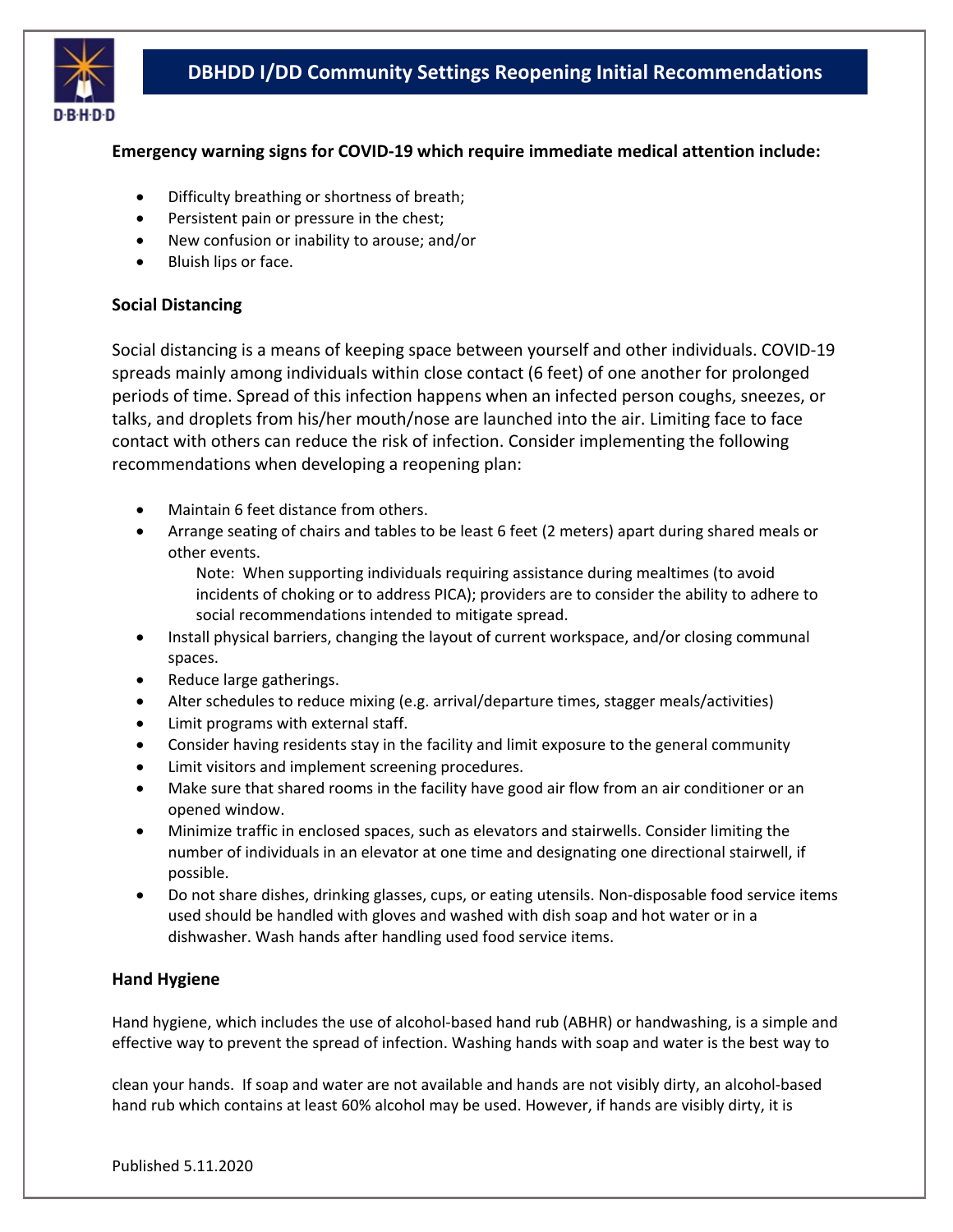**Emergency warning signs for COVID-19 which require immediate medical attention include:**

- Difficulty breathing or shortness of breath;
- Persistent pain or pressure in the chest;
- New confusion or inability to arouse; and/or
- Bluish lips or face.

**Social Distancing**

Social distancing is a means of keeping space between yourself and other individuals. COVID-19 spreads mainly among individuals within close contact (6 feet) of one another for prolonged periods of time. Spread of this infection happens when an infected person coughs, sneezes, or talks, and droplets from his/her mouth/nose are launched into the air. Limiting face to face contact with others can reduce the risk of infection. Consider implementing the following recommendations when developing a reopening plan:

- Maintain 6 feet distance from others.
- Arrange seating of chairs and tables to be least 6 feet (2 meters) apart during shared meals or other events.

  Note: When supporting individuals requiring assistance during mealtimes (to avoid incidents of choking or to address PICA); providers are to consider the ability to adhere to social recommendations intended to mitigate spread.
- Install physical barriers, changing the layout of current workspace, and/or closing communal spaces.
- Reduce large gatherings.
- Alter schedules to reduce mixing (e.g. arrival/departure times, stagger meals/activities)
- Limit programs with external staff.
- Consider having residents stay in the facility and limit exposure to the general community
- Limit visitors and implement screening procedures.
- Make sure that shared rooms in the facility have good air flow from an air conditioner or an opened window.
- Minimize traffic in enclosed spaces, such as elevators and stairwells. Consider limiting the number of individuals in an elevator at one time and designating one directional stairwell, if possible.
- Do not share dishes, drinking glasses, cups, or eating utensils. Non-disposable food service items used should be handled with gloves and washed with dish soap and hot water or in a dishwasher. Wash hands after handling used food service items.

**Hand Hygiene**

Hand hygiene, which includes the use of alcohol-based hand rub (ABHR) or handwashing, is a simple and effective way to prevent the spread of infection. Washing hands with soap and water is the best way to clean your hands. If soap and water are not available and hands are not visibly dirty, an alcohol-based hand rub which contains at least 60% alcohol may be used. However, if hands are visibly dirty, it is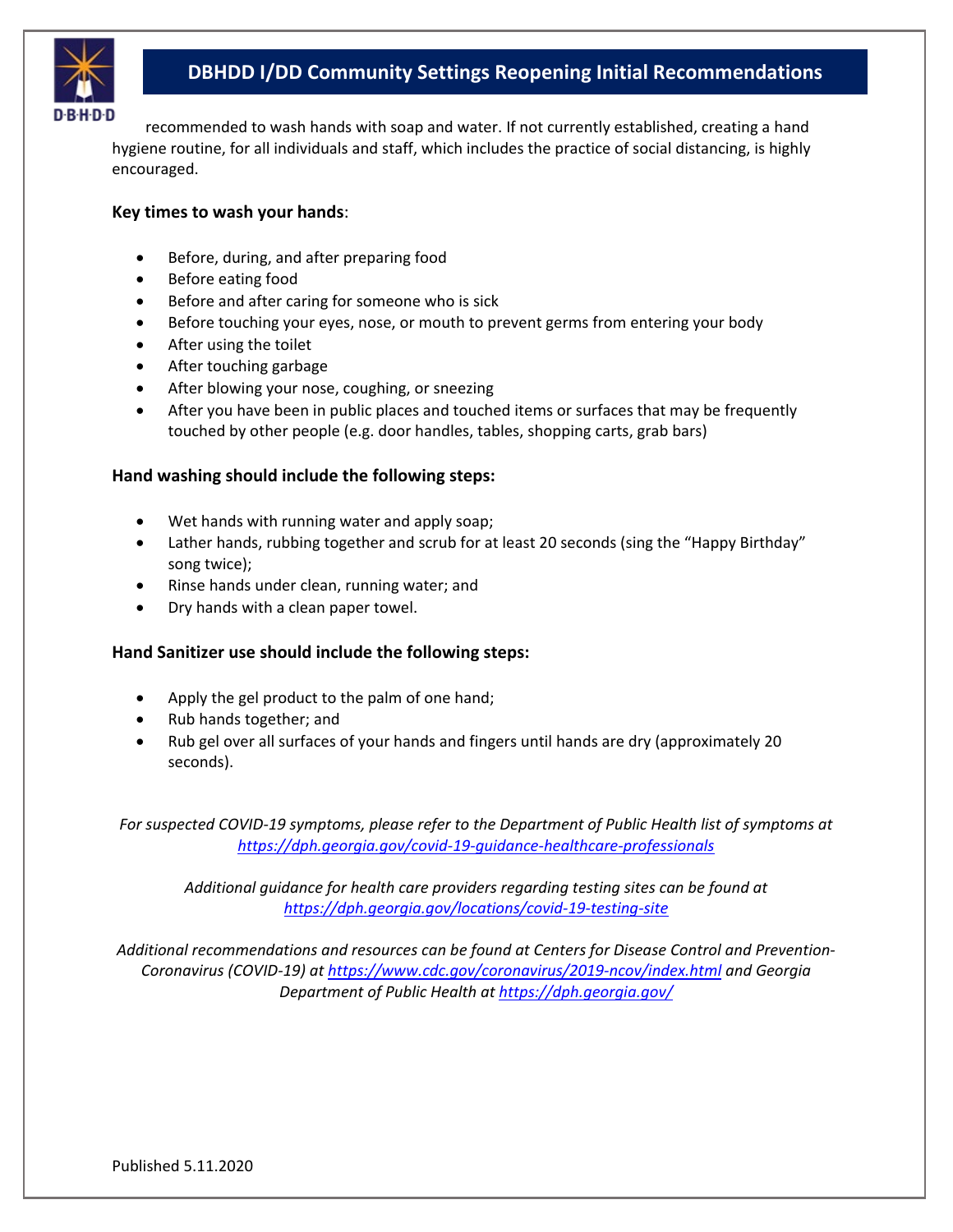recommended to wash hands with soap and water. If not currently established, creating a hand hygiene routine, for all individuals and staff, which includes the practice of social distancing, is highly encouraged.

**Key times to wash your hands**:

- Before, during, and after preparing food
- Before eating food
- Before and after caring for someone who is sick
- Before touching your eyes, nose, or mouth to prevent germs from entering your body
- After using the toilet
- After touching garbage
- After blowing your nose, coughing, or sneezing
- After you have been in public places and touched items or surfaces that may be frequently touched by other people (e.g. door handles, tables, shopping carts, grab bars)

**Hand washing should include the following steps:**

- Wet hands with running water and apply soap;
- Lather hands, rubbing together and scrub for at least 20 seconds (sing the "Happy Birthday" song twice);
- Rinse hands under clean, running water; and
- Dry hands with a clean paper towel.

**Hand Sanitizer use should include the following steps:**

- Apply the gel product to the palm of one hand;
- Rub hands together; and
- Rub gel over all surfaces of your hands and fingers until hands are dry (approximately 20 seconds).

*For suspected COVID-19 symptoms, please refer to the Department of Public Health list of symptoms at [https://dph.georgia.gov/covid-19-guidance-healthcare-professionals](https://dph.georgia.gov/covid-19-guidance-healthcare-professionals)*

*Additional guidance for health care providers regarding testing sites can be found at [https://dph.georgia.gov/locations/covid-19-testing-site](https://dph.georgia.gov/locations/covid-19-testing-site)*

*Additional recommendations and resources can be found at Centers for Disease Control and Prevention-Coronavirus (COVID-19) at [https://www.cdc.gov/coronavirus/2019-ncov/index.html](https://www.cdc.gov/coronavirus/2019-ncov/index.html) and Georgia Department of Public Health at [https://dph.georgia.gov/](https://dph.georgia.gov/)*

Published 5.11.2020